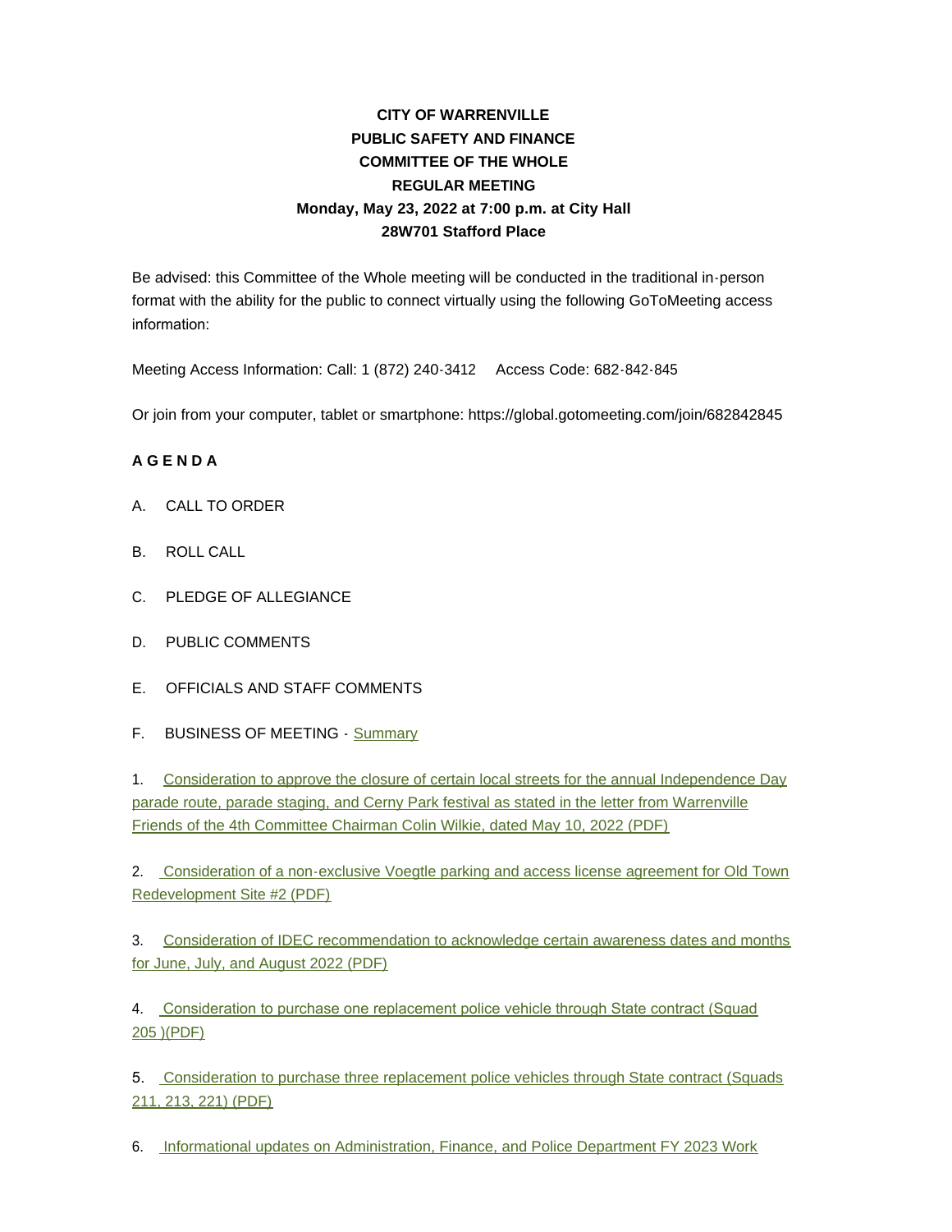**CITY OF WARRENVILLE**
**PUBLIC SAFETY AND FINANCE**
**COMMITTEE OF THE WHOLE**
**REGULAR MEETING**
**Monday, May 23, 2022 at 7:00 p.m. at City Hall**
**28W701 Stafford Place**

Be advised: this Committee of the Whole meeting will be conducted in the traditional in-person format with the ability for the public to connect virtually using the following GoToMeeting access information:

Meeting Access Information: Call: 1 (872) 240-3412 Access Code: 682-842-845

Or join from your computer, tablet or smartphone: https://global.gotomeeting.com/join/682842845

**A G E N D A**

A. CALL TO ORDER

B. ROLL CALL

C. PLEDGE OF ALLEGIANCE

D. PUBLIC COMMENTS

E. OFFICIALS AND STAFF COMMENTS

F. BUSINESS OF MEETING - Summary

1. Consideration to approve the closure of certain local streets for the annual Independence Day parade route, parade staging, and Cerny Park festival as stated in the letter from Warrenville Friends of the 4th Committee Chairman Colin Wilkie, dated May 10, 2022 (PDF)

2. Consideration of a non-exclusive Voegtle parking and access license agreement for Old Town Redevelopment Site #2 (PDF)

3. Consideration of IDEC recommendation to acknowledge certain awareness dates and months for June, July, and August 2022 (PDF)

4. Consideration to purchase one replacement police vehicle through State contract (Squad 205 )(PDF)

5. Consideration to purchase three replacement police vehicles through State contract (Squads 211, 213, 221) (PDF)

6. Informational updates on Administration, Finance, and Police Department FY 2023 Work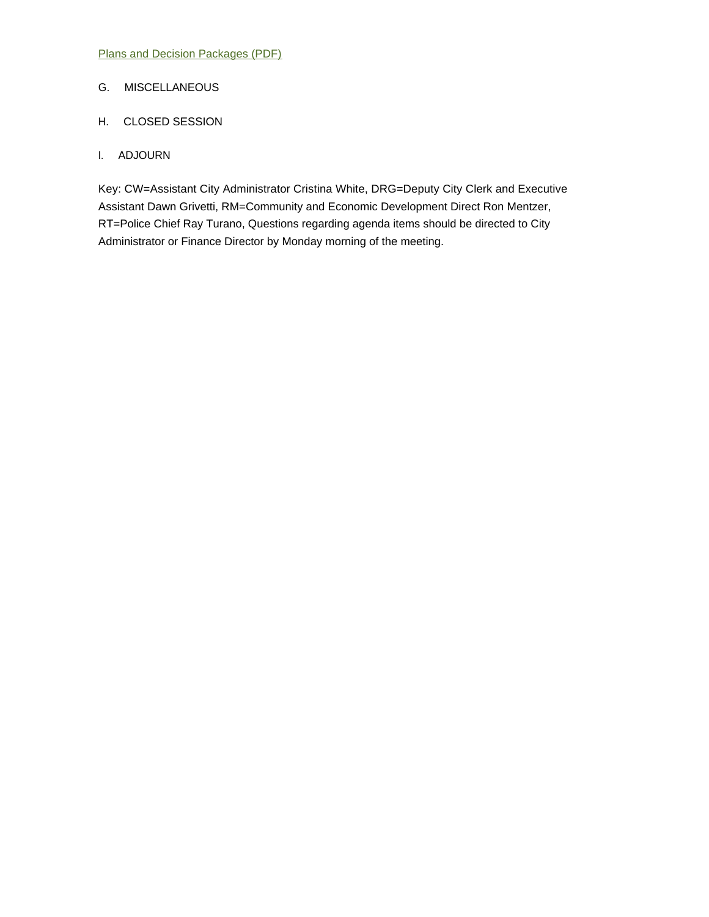[Plans and Decision Packages (PDF)]

G. MISCELLANEOUS

H. CLOSED SESSION

I. ADJOURN

Key: CW=Assistant City Administrator Cristina White, DRG=Deputy City Clerk and Executive Assistant Dawn Grivetti, RM=Community and Economic Development Direct Ron Mentzer, RT=Police Chief Ray Turano, Questions regarding agenda items should be directed to City Administrator or Finance Director by Monday morning of the meeting.